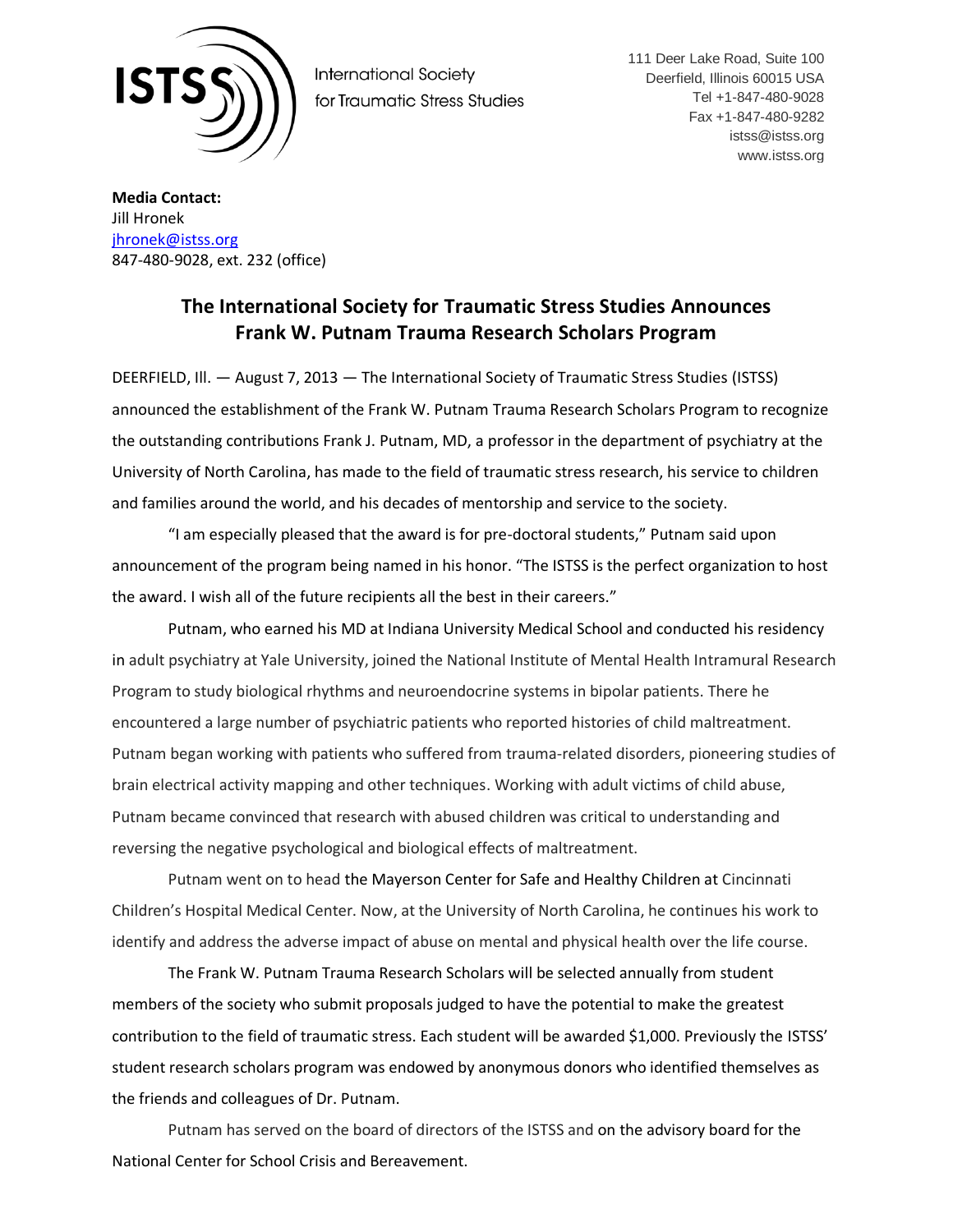ISTSS

International Society for Traumatic Stress Studies

111 Deer Lake Road, Suite 100
Deerfield, Illinois 60015 USA
Tel +1-847-480-9028
Fax +1-847-480-9282
istss@istss.org
www.istss.org

**Media Contact:**
Jill Hronek
jhronek@istss.org
847-480-9028, ext. 232 (office)

# The International Society for Traumatic Stress Studies Announces Frank W. Putnam Trauma Research Scholars Program

DEERFIELD, Ill. — August 7, 2013 — The International Society of Traumatic Stress Studies (ISTSS) announced the establishment of the Frank W. Putnam Trauma Research Scholars Program to recognize the outstanding contributions Frank J. Putnam, MD, a professor in the department of psychiatry at the University of North Carolina, has made to the field of traumatic stress research, his service to children and families around the world, and his decades of mentorship and service to the society.

"I am especially pleased that the award is for pre-doctoral students," Putnam said upon announcement of the program being named in his honor. "The ISTSS is the perfect organization to host the award. I wish all of the future recipients all the best in their careers."

Putnam, who earned his MD at Indiana University Medical School and conducted his residency in adult psychiatry at Yale University, joined the National Institute of Mental Health Intramural Research Program to study biological rhythms and neuroendocrine systems in bipolar patients. There he encountered a large number of psychiatric patients who reported histories of child maltreatment. Putnam began working with patients who suffered from trauma-related disorders, pioneering studies of brain electrical activity mapping and other techniques. Working with adult victims of child abuse, Putnam became convinced that research with abused children was critical to understanding and reversing the negative psychological and biological effects of maltreatment.

Putnam went on to head the Mayerson Center for Safe and Healthy Children at Cincinnati Children's Hospital Medical Center. Now, at the University of North Carolina, he continues his work to identify and address the adverse impact of abuse on mental and physical health over the life course.

The Frank W. Putnam Trauma Research Scholars will be selected annually from student members of the society who submit proposals judged to have the potential to make the greatest contribution to the field of traumatic stress. Each student will be awarded $1,000. Previously the ISTSS' student research scholars program was endowed by anonymous donors who identified themselves as the friends and colleagues of Dr. Putnam.

Putnam has served on the board of directors of the ISTSS and on the advisory board for the National Center for School Crisis and Bereavement.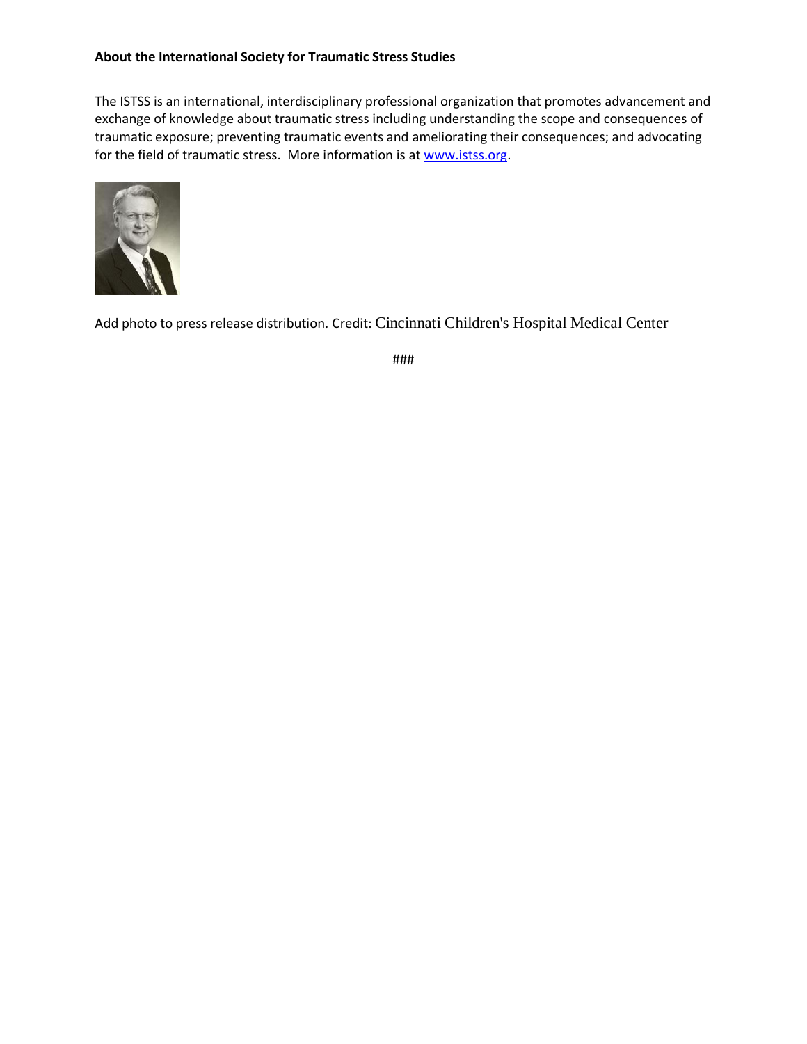**About the International Society for Traumatic Stress Studies**

The ISTSS is an international, interdisciplinary professional organization that promotes advancement and exchange of knowledge about traumatic stress including understanding the scope and consequences of traumatic exposure; preventing traumatic events and ameliorating their consequences; and advocating for the field of traumatic stress. More information is at [www.istss.org](http://www.istss.org).

Add photo to press release distribution. Credit: Cincinnati Children's Hospital Medical Center

###